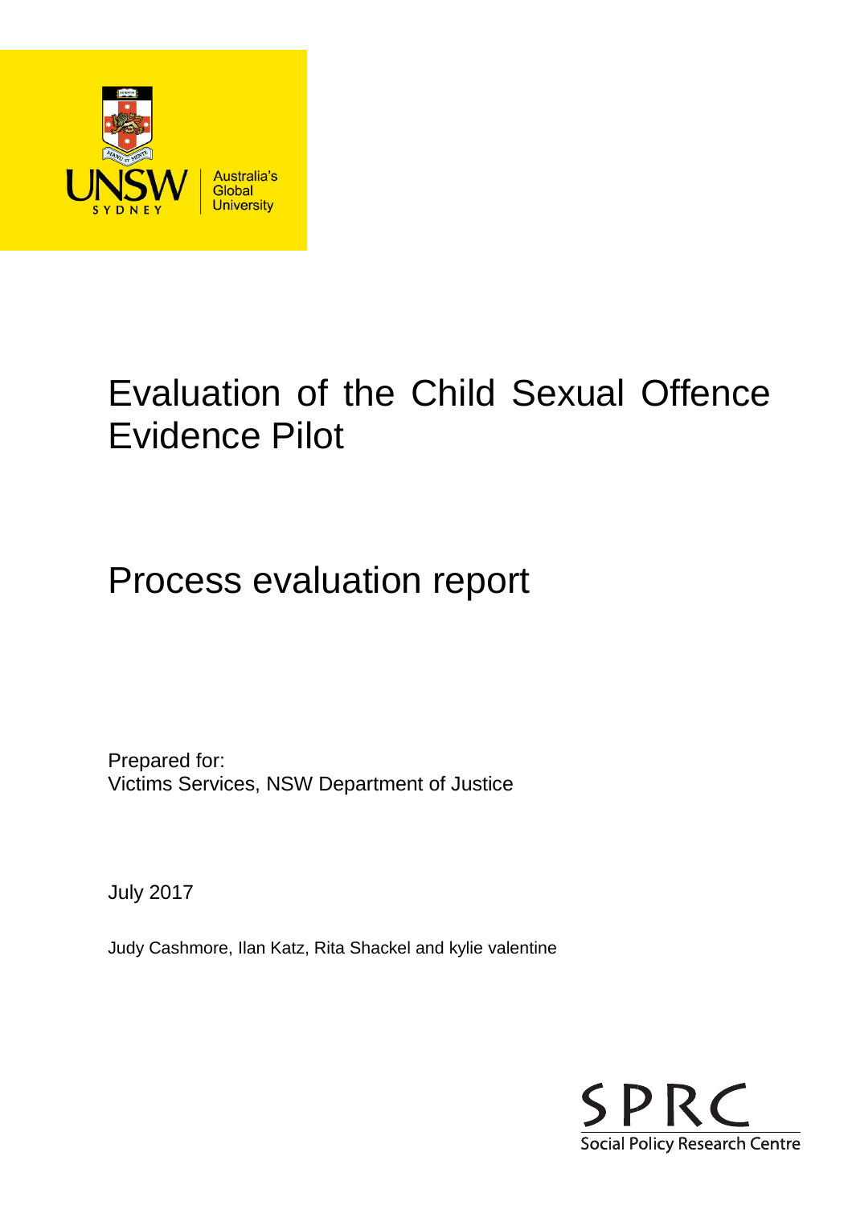# Evaluation of the Child Sexual Offence Evidence Pilot

## Process evaluation report

Prepared for:
Victims Services, NSW Department of Justice

July 2017

Judy Cashmore, Ilan Katz, Rita Shackel and kylie valentine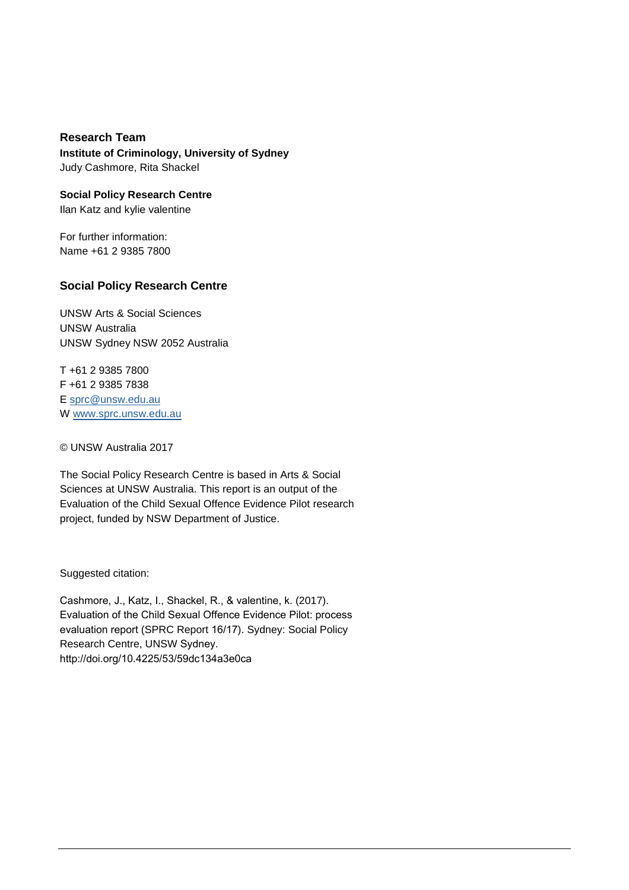**Research Team**

**Institute of Criminology, University of Sydney**
Judy Cashmore, Rita Shackel

**Social Policy Research Centre**
Ilan Katz and kylie valentine

For further information:
Name +61 2 9385 7800

## Social Policy Research Centre

UNSW Arts & Social Sciences
UNSW Australia
UNSW Sydney NSW 2052 Australia

T +61 2 9385 7800
F +61 2 9385 7838
E sprc@unsw.edu.au
W www.sprc.unsw.edu.au

© UNSW Australia 2017

The Social Policy Research Centre is based in Arts & Social Sciences at UNSW Australia. This report is an output of the Evaluation of the Child Sexual Offence Evidence Pilot research project, funded by NSW Department of Justice.

Suggested citation:

Cashmore, J., Katz, I., Shackel, R., & valentine, k. (2017). Evaluation of the Child Sexual Offence Evidence Pilot: process evaluation report (SPRC Report 16/17). Sydney: Social Policy Research Centre, UNSW Sydney.
http://doi.org/10.4225/53/59dc134a3e0ca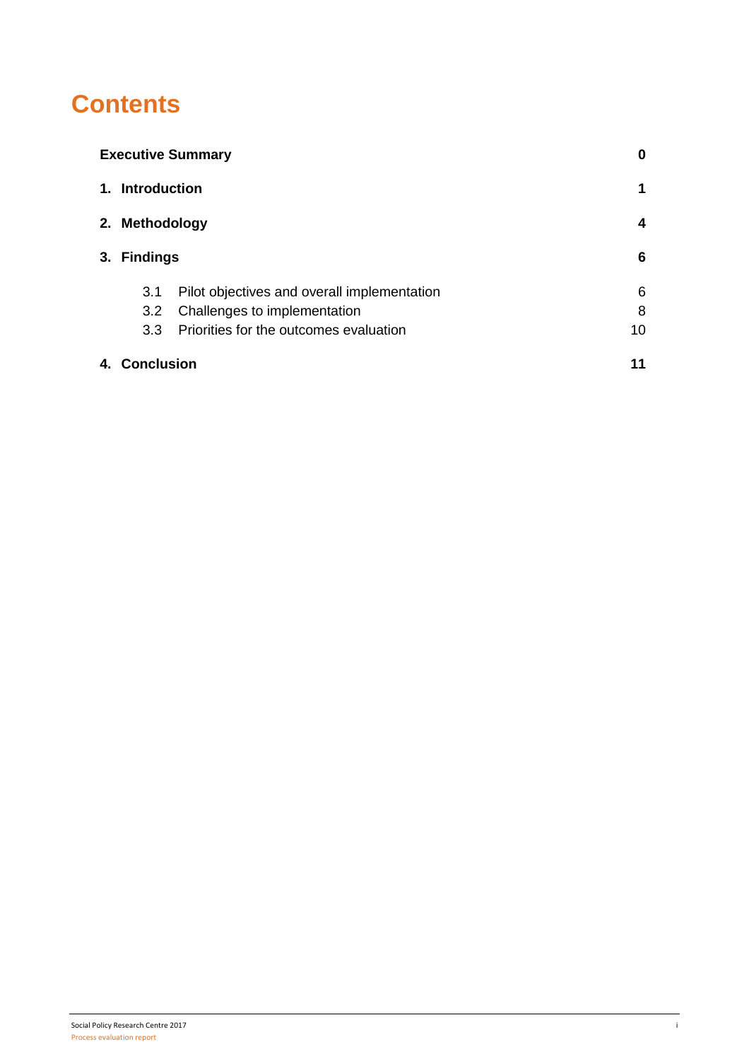# Contents

| | |
|---|---|
| **Executive Summary** | **0** |
| **1. Introduction** | **1** |
| **2. Methodology** | **4** |
| **3. Findings** | **6** |
| 3.1 Pilot objectives and overall implementation | 6 |
| 3.2 Challenges to implementation | 8 |
| 3.3 Priorities for the outcomes evaluation | 10 |
| **4. Conclusion** | **11** |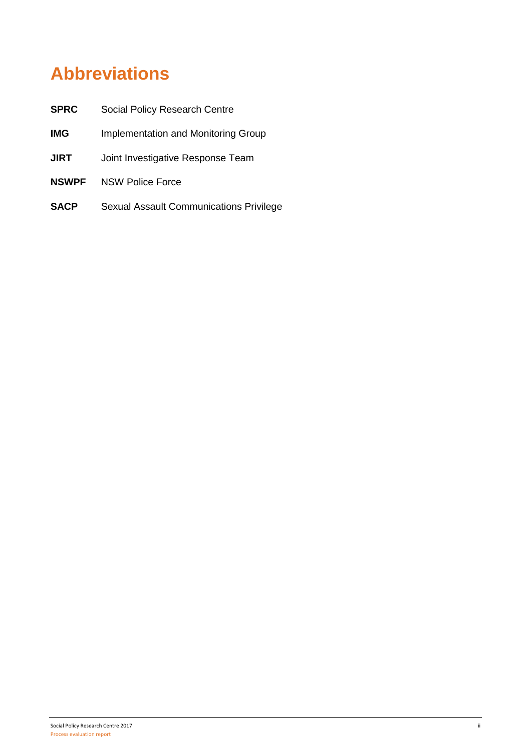# Abbreviations

| | |
|---|---|
| **SPRC** | Social Policy Research Centre |
| **IMG** | Implementation and Monitoring Group |
| **JIRT** | Joint Investigative Response Team |
| **NSWPF** | NSW Police Force |
| **SACP** | Sexual Assault Communications Privilege |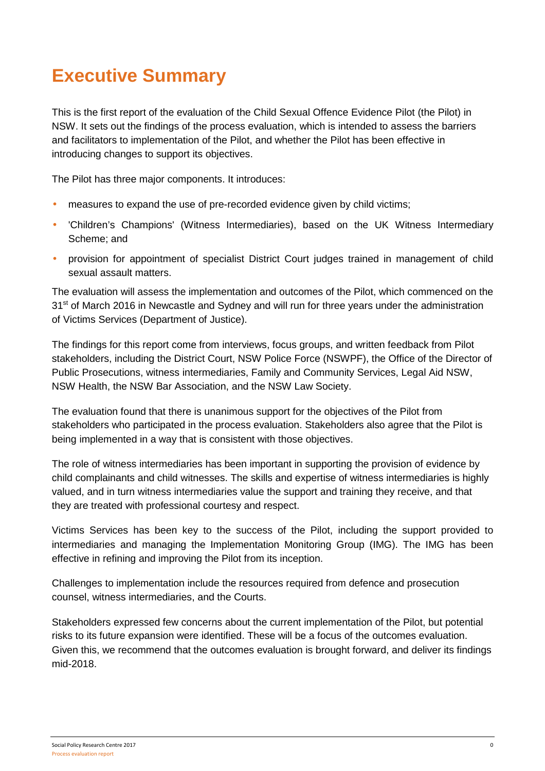# Executive Summary

This is the first report of the evaluation of the Child Sexual Offence Evidence Pilot (the Pilot) in NSW. It sets out the findings of the process evaluation, which is intended to assess the barriers and facilitators to implementation of the Pilot, and whether the Pilot has been effective in introducing changes to support its objectives.

The Pilot has three major components. It introduces:

- measures to expand the use of pre-recorded evidence given by child victims;
- 'Children's Champions' (Witness Intermediaries), based on the UK Witness Intermediary Scheme; and
- provision for appointment of specialist District Court judges trained in management of child sexual assault matters.

The evaluation will assess the implementation and outcomes of the Pilot, which commenced on the 31st of March 2016 in Newcastle and Sydney and will run for three years under the administration of Victims Services (Department of Justice).

The findings for this report come from interviews, focus groups, and written feedback from Pilot stakeholders, including the District Court, NSW Police Force (NSWPF), the Office of the Director of Public Prosecutions, witness intermediaries, Family and Community Services, Legal Aid NSW, NSW Health, the NSW Bar Association, and the NSW Law Society.

The evaluation found that there is unanimous support for the objectives of the Pilot from stakeholders who participated in the process evaluation. Stakeholders also agree that the Pilot is being implemented in a way that is consistent with those objectives.

The role of witness intermediaries has been important in supporting the provision of evidence by child complainants and child witnesses. The skills and expertise of witness intermediaries is highly valued, and in turn witness intermediaries value the support and training they receive, and that they are treated with professional courtesy and respect.

Victims Services has been key to the success of the Pilot, including the support provided to intermediaries and managing the Implementation Monitoring Group (IMG). The IMG has been effective in refining and improving the Pilot from its inception.

Challenges to implementation include the resources required from defence and prosecution counsel, witness intermediaries, and the Courts.

Stakeholders expressed few concerns about the current implementation of the Pilot, but potential risks to its future expansion were identified. These will be a focus of the outcomes evaluation. Given this, we recommend that the outcomes evaluation is brought forward, and deliver its findings mid-2018.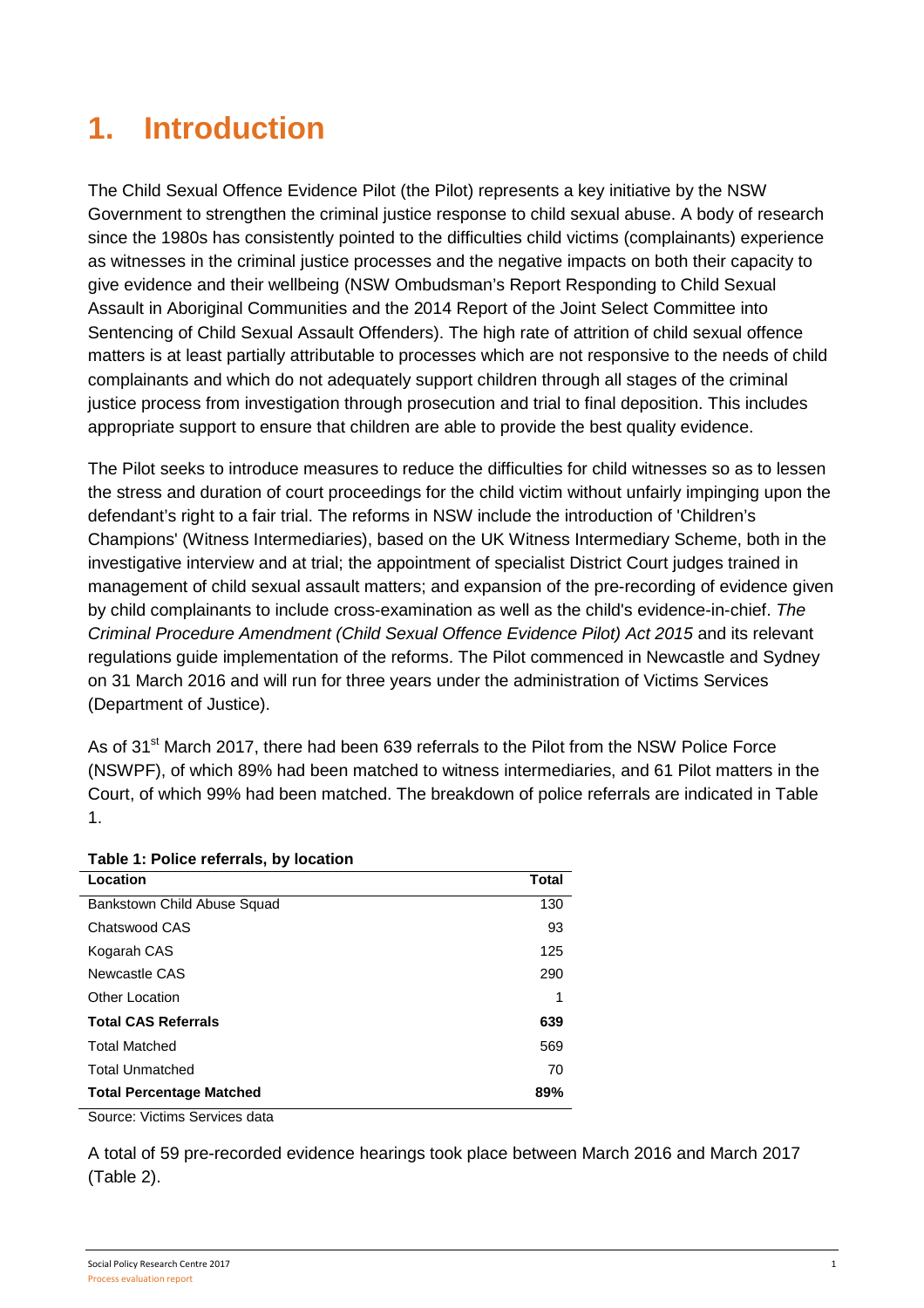# 1. Introduction

The Child Sexual Offence Evidence Pilot (the Pilot) represents a key initiative by the NSW Government to strengthen the criminal justice response to child sexual abuse. A body of research since the 1980s has consistently pointed to the difficulties child victims (complainants) experience as witnesses in the criminal justice processes and the negative impacts on both their capacity to give evidence and their wellbeing (NSW Ombudsman's Report Responding to Child Sexual Assault in Aboriginal Communities and the 2014 Report of the Joint Select Committee into Sentencing of Child Sexual Assault Offenders). The high rate of attrition of child sexual offence matters is at least partially attributable to processes which are not responsive to the needs of child complainants and which do not adequately support children through all stages of the criminal justice process from investigation through prosecution and trial to final deposition. This includes appropriate support to ensure that children are able to provide the best quality evidence.

The Pilot seeks to introduce measures to reduce the difficulties for child witnesses so as to lessen the stress and duration of court proceedings for the child victim without unfairly impinging upon the defendant's right to a fair trial. The reforms in NSW include the introduction of 'Children's Champions' (Witness Intermediaries), based on the UK Witness Intermediary Scheme, both in the investigative interview and at trial; the appointment of specialist District Court judges trained in management of child sexual assault matters; and expansion of the pre-recording of evidence given by child complainants to include cross-examination as well as the child's evidence-in-chief. *The Criminal Procedure Amendment (Child Sexual Offence Evidence Pilot) Act 2015* and its relevant regulations guide implementation of the reforms. The Pilot commenced in Newcastle and Sydney on 31 March 2016 and will run for three years under the administration of Victims Services (Department of Justice).

As of 31st March 2017, there had been 639 referrals to the Pilot from the NSW Police Force (NSWPF), of which 89% had been matched to witness intermediaries, and 61 Pilot matters in the Court, of which 99% had been matched. The breakdown of police referrals are indicated in Table 1.

**Table 1: Police referrals, by location**

| Location | Total |
|---|---|
| Bankstown Child Abuse Squad | 130 |
| Chatswood CAS | 93 |
| Kogarah CAS | 125 |
| Newcastle CAS | 290 |
| Other Location | 1 |
| **Total CAS Referrals** | **639** |
| Total Matched | 569 |
| Total Unmatched | 70 |
| **Total Percentage Matched** | **89%** |

Source: Victims Services data

A total of 59 pre-recorded evidence hearings took place between March 2016 and March 2017 (Table 2).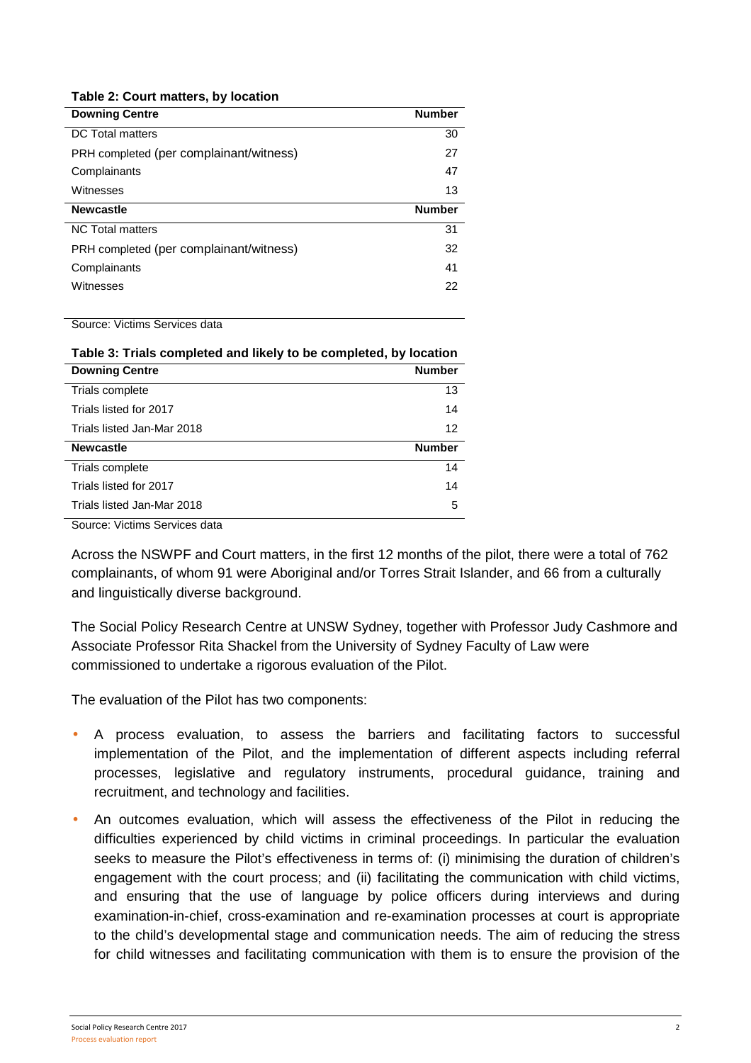**Table 2: Court matters, by location**

| Downing Centre | Number |
|---|---|
| DC Total matters | 30 |
| PRH completed (per complainant/witness) | 27 |
| Complainants | 47 |
| Witnesses | 13 |
| **Newcastle** | **Number** |
| NC Total matters | 31 |
| PRH completed (per complainant/witness) | 32 |
| Complainants | 41 |
| Witnesses | 22 |

Source: Victims Services data

**Table 3: Trials completed and likely to be completed, by location**

| Downing Centre | Number |
|---|---|
| Trials complete | 13 |
| Trials listed for 2017 | 14 |
| Trials listed Jan-Mar 2018 | 12 |
| **Newcastle** | **Number** |
| Trials complete | 14 |
| Trials listed for 2017 | 14 |
| Trials listed Jan-Mar 2018 | 5 |

Source: Victims Services data

Across the NSWPF and Court matters, in the first 12 months of the pilot, there were a total of 762 complainants, of whom 91 were Aboriginal and/or Torres Strait Islander, and 66 from a culturally and linguistically diverse background.

The Social Policy Research Centre at UNSW Sydney, together with Professor Judy Cashmore and Associate Professor Rita Shackel from the University of Sydney Faculty of Law were commissioned to undertake a rigorous evaluation of the Pilot.

The evaluation of the Pilot has two components:

- A process evaluation, to assess the barriers and facilitating factors to successful implementation of the Pilot, and the implementation of different aspects including referral processes, legislative and regulatory instruments, procedural guidance, training and recruitment, and technology and facilities.
- An outcomes evaluation, which will assess the effectiveness of the Pilot in reducing the difficulties experienced by child victims in criminal proceedings. In particular the evaluation seeks to measure the Pilot's effectiveness in terms of: (i) minimising the duration of children's engagement with the court process; and (ii) facilitating the communication with child victims, and ensuring that the use of language by police officers during interviews and during examination-in-chief, cross-examination and re-examination processes at court is appropriate to the child's developmental stage and communication needs. The aim of reducing the stress for child witnesses and facilitating communication with them is to ensure the provision of the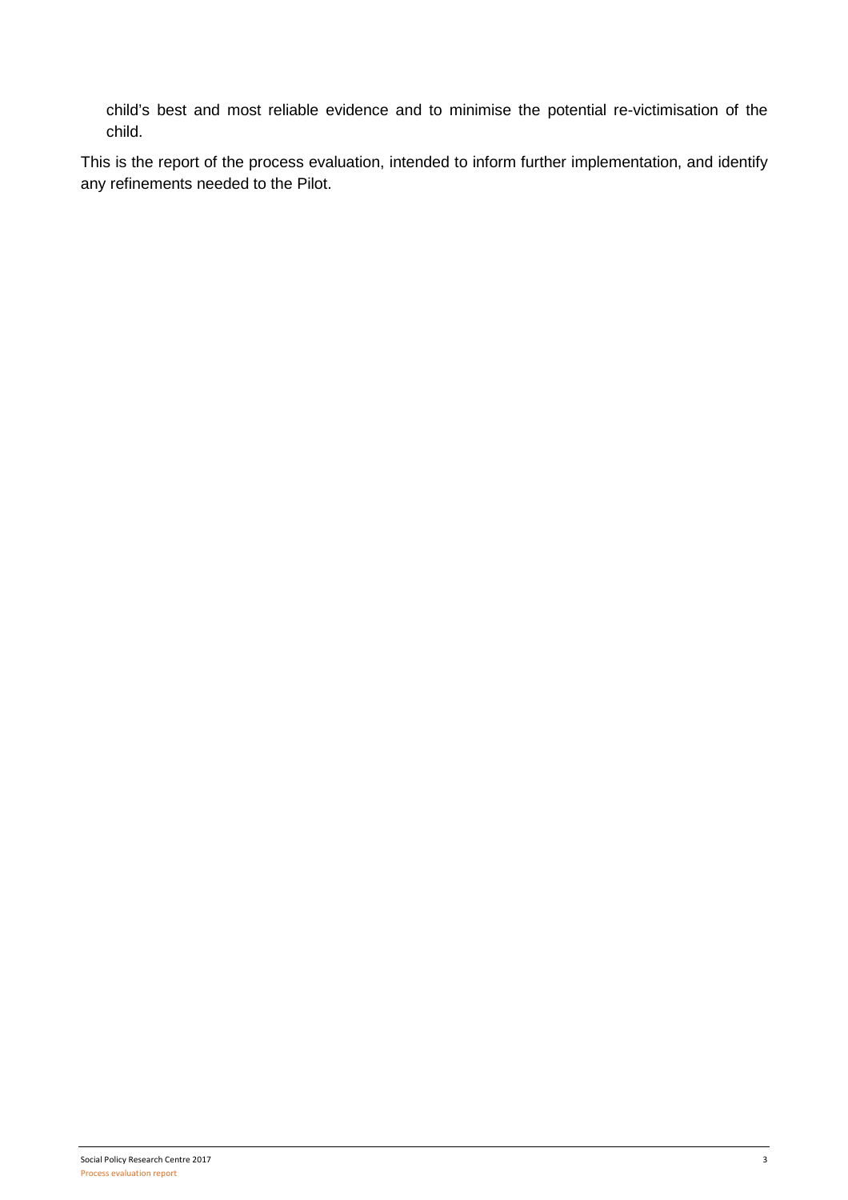child's best and most reliable evidence and to minimise the potential re-victimisation of the child.

This is the report of the process evaluation, intended to inform further implementation, and identify any refinements needed to the Pilot.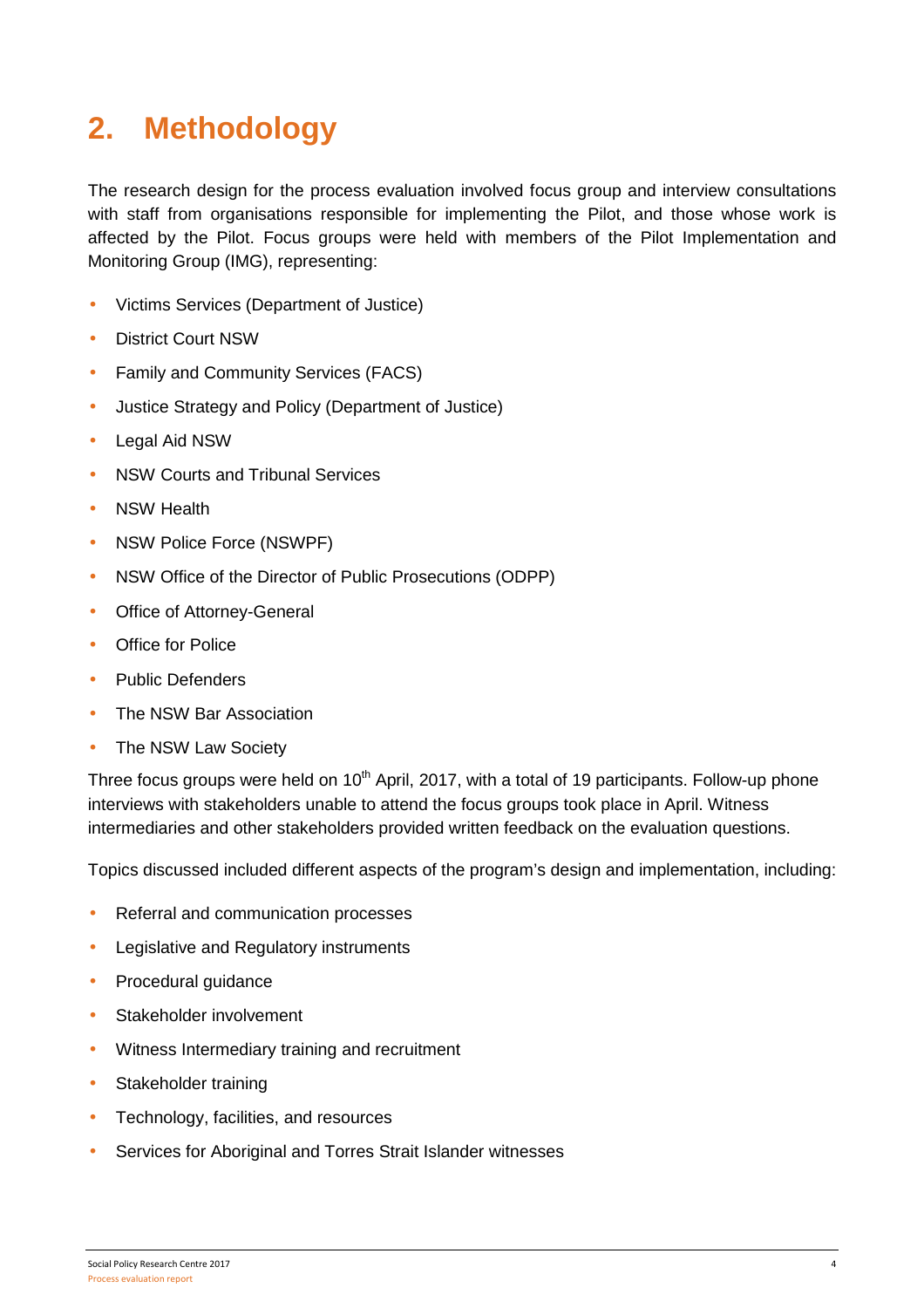# 2. Methodology

The research design for the process evaluation involved focus group and interview consultations with staff from organisations responsible for implementing the Pilot, and those whose work is affected by the Pilot. Focus groups were held with members of the Pilot Implementation and Monitoring Group (IMG), representing:

- Victims Services (Department of Justice)
- District Court NSW
- Family and Community Services (FACS)
- Justice Strategy and Policy (Department of Justice)
- Legal Aid NSW
- NSW Courts and Tribunal Services
- NSW Health
- NSW Police Force (NSWPF)
- NSW Office of the Director of Public Prosecutions (ODPP)
- Office of Attorney-General
- Office for Police
- Public Defenders
- The NSW Bar Association
- The NSW Law Society

Three focus groups were held on 10th April, 2017, with a total of 19 participants. Follow-up phone interviews with stakeholders unable to attend the focus groups took place in April. Witness intermediaries and other stakeholders provided written feedback on the evaluation questions.

Topics discussed included different aspects of the program's design and implementation, including:

- Referral and communication processes
- Legislative and Regulatory instruments
- Procedural guidance
- Stakeholder involvement
- Witness Intermediary training and recruitment
- Stakeholder training
- Technology, facilities, and resources
- Services for Aboriginal and Torres Strait Islander witnesses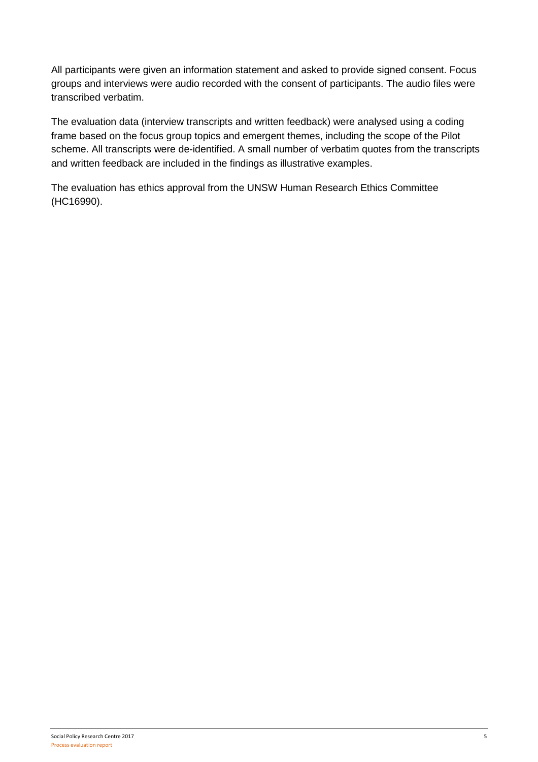All participants were given an information statement and asked to provide signed consent. Focus groups and interviews were audio recorded with the consent of participants. The audio files were transcribed verbatim.

The evaluation data (interview transcripts and written feedback) were analysed using a coding frame based on the focus group topics and emergent themes, including the scope of the Pilot scheme. All transcripts were de-identified. A small number of verbatim quotes from the transcripts and written feedback are included in the findings as illustrative examples.

The evaluation has ethics approval from the UNSW Human Research Ethics Committee (HC16990).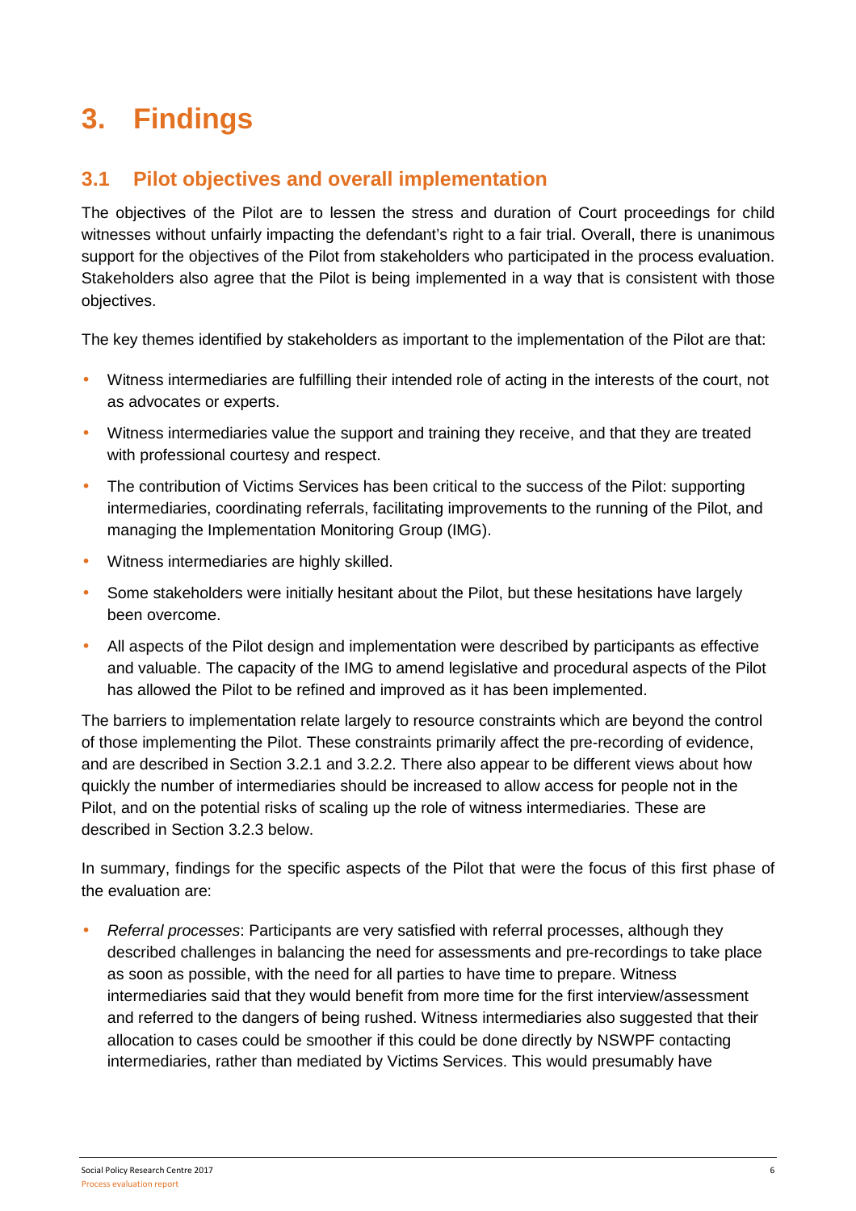# 3. Findings

## 3.1 Pilot objectives and overall implementation

The objectives of the Pilot are to lessen the stress and duration of Court proceedings for child witnesses without unfairly impacting the defendant's right to a fair trial. Overall, there is unanimous support for the objectives of the Pilot from stakeholders who participated in the process evaluation. Stakeholders also agree that the Pilot is being implemented in a way that is consistent with those objectives.

The key themes identified by stakeholders as important to the implementation of the Pilot are that:

- Witness intermediaries are fulfilling their intended role of acting in the interests of the court, not as advocates or experts.
- Witness intermediaries value the support and training they receive, and that they are treated with professional courtesy and respect.
- The contribution of Victims Services has been critical to the success of the Pilot: supporting intermediaries, coordinating referrals, facilitating improvements to the running of the Pilot, and managing the Implementation Monitoring Group (IMG).
- Witness intermediaries are highly skilled.
- Some stakeholders were initially hesitant about the Pilot, but these hesitations have largely been overcome.
- All aspects of the Pilot design and implementation were described by participants as effective and valuable. The capacity of the IMG to amend legislative and procedural aspects of the Pilot has allowed the Pilot to be refined and improved as it has been implemented.

The barriers to implementation relate largely to resource constraints which are beyond the control of those implementing the Pilot. These constraints primarily affect the pre-recording of evidence, and are described in Section 3.2.1 and 3.2.2. There also appear to be different views about how quickly the number of intermediaries should be increased to allow access for people not in the Pilot, and on the potential risks of scaling up the role of witness intermediaries. These are described in Section 3.2.3 below.

In summary, findings for the specific aspects of the Pilot that were the focus of this first phase of the evaluation are:

- *Referral processes*: Participants are very satisfied with referral processes, although they described challenges in balancing the need for assessments and pre-recordings to take place as soon as possible, with the need for all parties to have time to prepare. Witness intermediaries said that they would benefit from more time for the first interview/assessment and referred to the dangers of being rushed. Witness intermediaries also suggested that their allocation to cases could be smoother if this could be done directly by NSWPF contacting intermediaries, rather than mediated by Victims Services. This would presumably have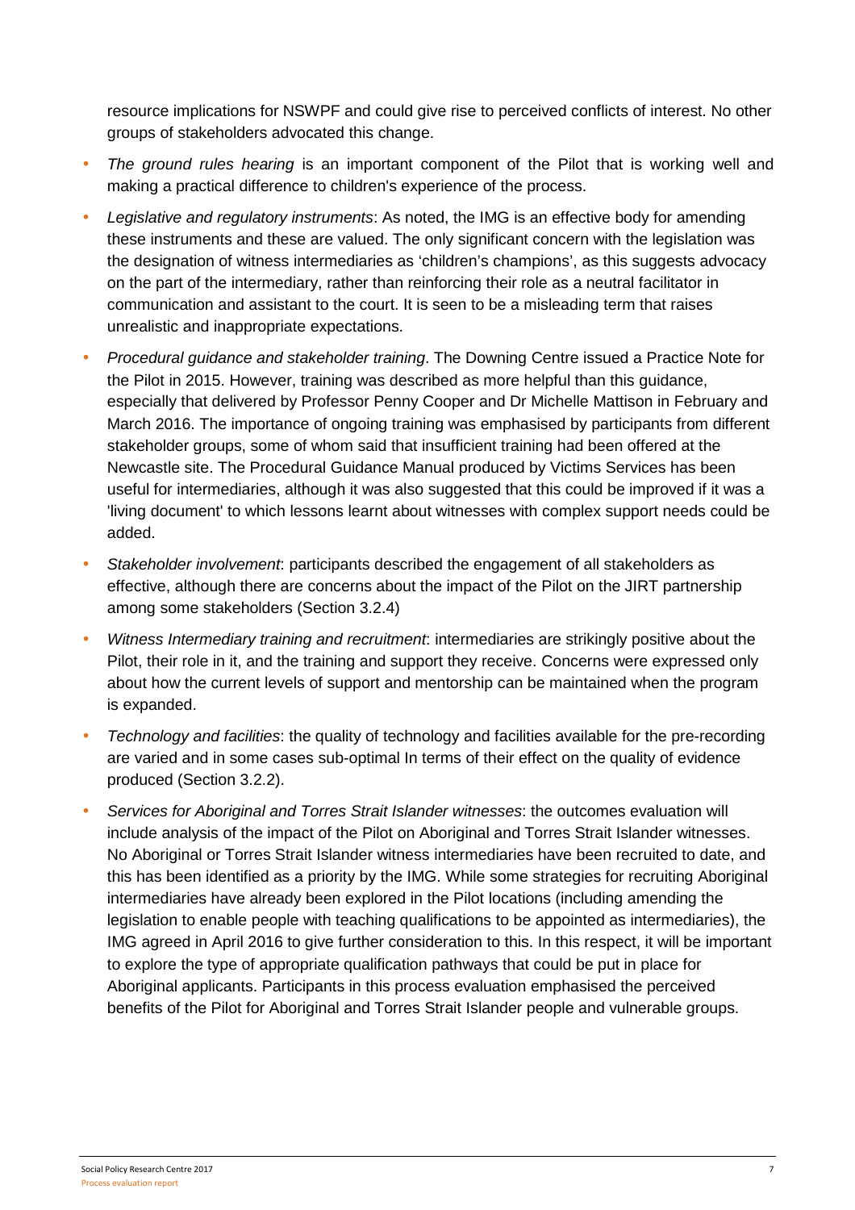resource implications for NSWPF and could give rise to perceived conflicts of interest. No other groups of stakeholders advocated this change.

- *The ground rules hearing* is an important component of the Pilot that is working well and making a practical difference to children's experience of the process.
- *Legislative and regulatory instruments*: As noted, the IMG is an effective body for amending these instruments and these are valued. The only significant concern with the legislation was the designation of witness intermediaries as 'children's champions', as this suggests advocacy on the part of the intermediary, rather than reinforcing their role as a neutral facilitator in communication and assistant to the court. It is seen to be a misleading term that raises unrealistic and inappropriate expectations.
- *Procedural guidance and stakeholder training*. The Downing Centre issued a Practice Note for the Pilot in 2015. However, training was described as more helpful than this guidance, especially that delivered by Professor Penny Cooper and Dr Michelle Mattison in February and March 2016. The importance of ongoing training was emphasised by participants from different stakeholder groups, some of whom said that insufficient training had been offered at the Newcastle site. The Procedural Guidance Manual produced by Victims Services has been useful for intermediaries, although it was also suggested that this could be improved if it was a 'living document' to which lessons learnt about witnesses with complex support needs could be added.
- *Stakeholder involvement*: participants described the engagement of all stakeholders as effective, although there are concerns about the impact of the Pilot on the JIRT partnership among some stakeholders (Section 3.2.4)
- *Witness Intermediary training and recruitment*: intermediaries are strikingly positive about the Pilot, their role in it, and the training and support they receive. Concerns were expressed only about how the current levels of support and mentorship can be maintained when the program is expanded.
- *Technology and facilities*: the quality of technology and facilities available for the pre-recording are varied and in some cases sub-optimal In terms of their effect on the quality of evidence produced (Section 3.2.2).
- *Services for Aboriginal and Torres Strait Islander witnesses*: the outcomes evaluation will include analysis of the impact of the Pilot on Aboriginal and Torres Strait Islander witnesses. No Aboriginal or Torres Strait Islander witness intermediaries have been recruited to date, and this has been identified as a priority by the IMG. While some strategies for recruiting Aboriginal intermediaries have already been explored in the Pilot locations (including amending the legislation to enable people with teaching qualifications to be appointed as intermediaries), the IMG agreed in April 2016 to give further consideration to this. In this respect, it will be important to explore the type of appropriate qualification pathways that could be put in place for Aboriginal applicants. Participants in this process evaluation emphasised the perceived benefits of the Pilot for Aboriginal and Torres Strait Islander people and vulnerable groups.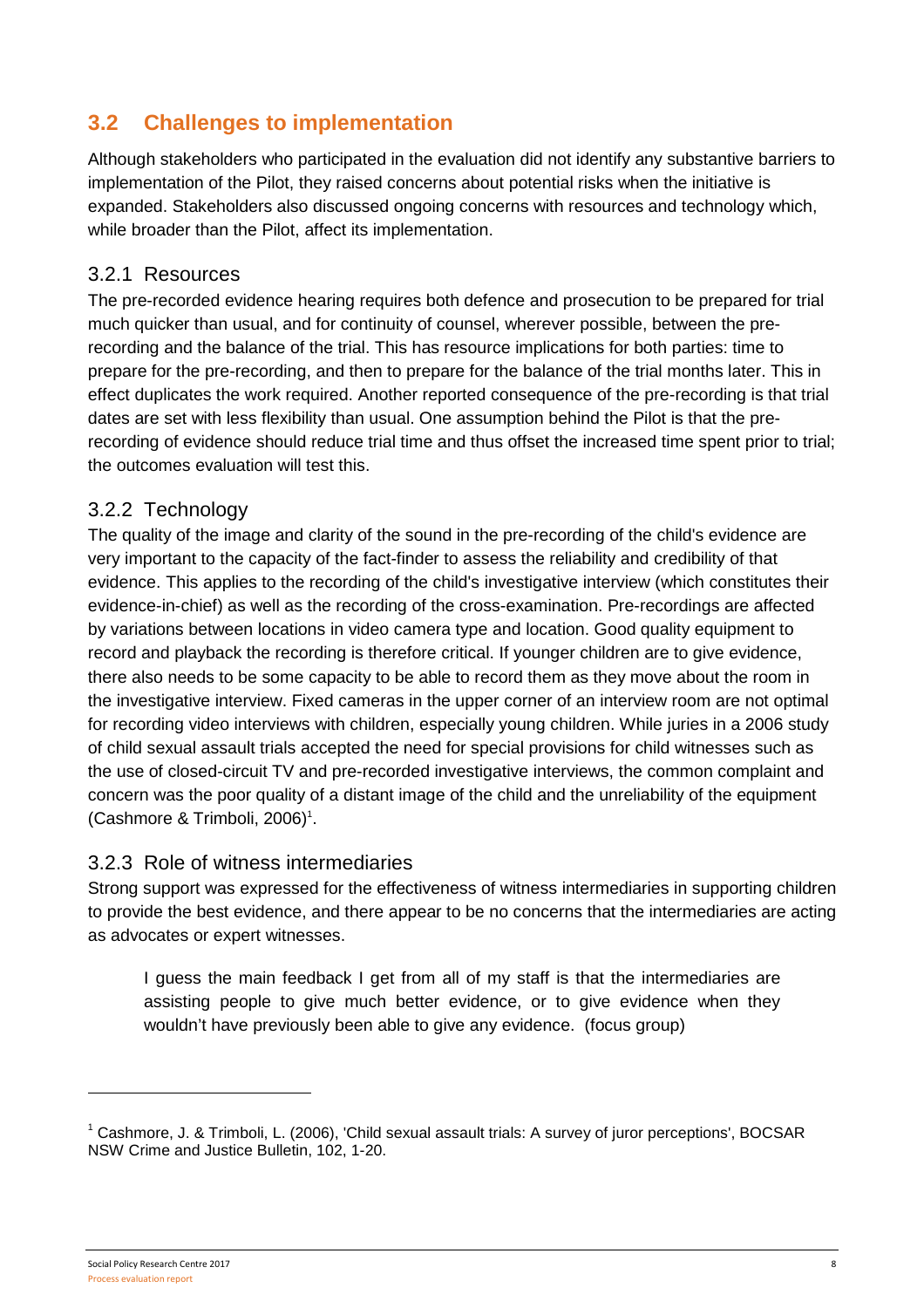## 3.2 Challenges to implementation

Although stakeholders who participated in the evaluation did not identify any substantive barriers to implementation of the Pilot, they raised concerns about potential risks when the initiative is expanded. Stakeholders also discussed ongoing concerns with resources and technology which, while broader than the Pilot, affect its implementation.

### 3.2.1 Resources

The pre-recorded evidence hearing requires both defence and prosecution to be prepared for trial much quicker than usual, and for continuity of counsel, wherever possible, between the pre-recording and the balance of the trial. This has resource implications for both parties: time to prepare for the pre-recording, and then to prepare for the balance of the trial months later. This in effect duplicates the work required. Another reported consequence of the pre-recording is that trial dates are set with less flexibility than usual. One assumption behind the Pilot is that the pre-recording of evidence should reduce trial time and thus offset the increased time spent prior to trial; the outcomes evaluation will test this.

### 3.2.2 Technology

The quality of the image and clarity of the sound in the pre-recording of the child's evidence are very important to the capacity of the fact-finder to assess the reliability and credibility of that evidence. This applies to the recording of the child's investigative interview (which constitutes their evidence-in-chief) as well as the recording of the cross-examination. Pre-recordings are affected by variations between locations in video camera type and location. Good quality equipment to record and playback the recording is therefore critical. If younger children are to give evidence, there also needs to be some capacity to be able to record them as they move about the room in the investigative interview. Fixed cameras in the upper corner of an interview room are not optimal for recording video interviews with children, especially young children. While juries in a 2006 study of child sexual assault trials accepted the need for special provisions for child witnesses such as the use of closed-circuit TV and pre-recorded investigative interviews, the common complaint and concern was the poor quality of a distant image of the child and the unreliability of the equipment (Cashmore & Trimboli, 2006)[1].

### 3.2.3 Role of witness intermediaries

Strong support was expressed for the effectiveness of witness intermediaries in supporting children to provide the best evidence, and there appear to be no concerns that the intermediaries are acting as advocates or expert witnesses.

> I guess the main feedback I get from all of my staff is that the intermediaries are assisting people to give much better evidence, or to give evidence when they wouldn't have previously been able to give any evidence. (focus group)

---

[1] Cashmore, J. & Trimboli, L. (2006), 'Child sexual assault trials: A survey of juror perceptions', BOCSAR NSW Crime and Justice Bulletin, 102, 1-20.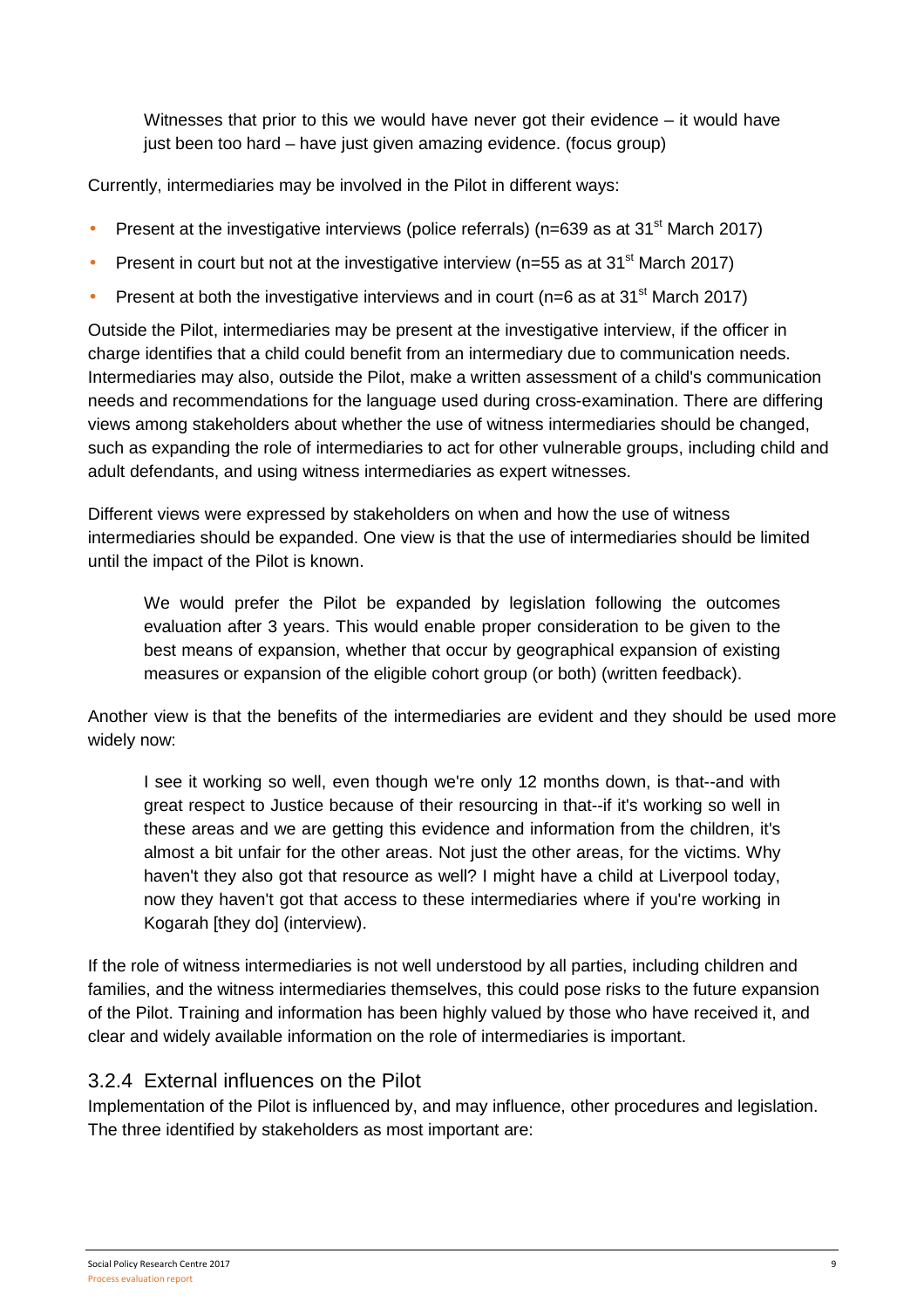> Witnesses that prior to this we would have never got their evidence – it would have just been too hard – have just given amazing evidence. (focus group)

Currently, intermediaries may be involved in the Pilot in different ways:

- Present at the investigative interviews (police referrals) (n=639 as at 31st March 2017)
- Present in court but not at the investigative interview (n=55 as at 31st March 2017)
- Present at both the investigative interviews and in court (n=6 as at 31st March 2017)

Outside the Pilot, intermediaries may be present at the investigative interview, if the officer in charge identifies that a child could benefit from an intermediary due to communication needs. Intermediaries may also, outside the Pilot, make a written assessment of a child's communication needs and recommendations for the language used during cross-examination. There are differing views among stakeholders about whether the use of witness intermediaries should be changed, such as expanding the role of intermediaries to act for other vulnerable groups, including child and adult defendants, and using witness intermediaries as expert witnesses.

Different views were expressed by stakeholders on when and how the use of witness intermediaries should be expanded. One view is that the use of intermediaries should be limited until the impact of the Pilot is known.

> We would prefer the Pilot be expanded by legislation following the outcomes evaluation after 3 years. This would enable proper consideration to be given to the best means of expansion, whether that occur by geographical expansion of existing measures or expansion of the eligible cohort group (or both) (written feedback).

Another view is that the benefits of the intermediaries are evident and they should be used more widely now:

> I see it working so well, even though we're only 12 months down, is that--and with great respect to Justice because of their resourcing in that--if it's working so well in these areas and we are getting this evidence and information from the children, it's almost a bit unfair for the other areas. Not just the other areas, for the victims. Why haven't they also got that resource as well? I might have a child at Liverpool today, now they haven't got that access to these intermediaries where if you're working in Kogarah [they do] (interview).

If the role of witness intermediaries is not well understood by all parties, including children and families, and the witness intermediaries themselves, this could pose risks to the future expansion of the Pilot. Training and information has been highly valued by those who have received it, and clear and widely available information on the role of intermediaries is important.

### 3.2.4 External influences on the Pilot

Implementation of the Pilot is influenced by, and may influence, other procedures and legislation. The three identified by stakeholders as most important are: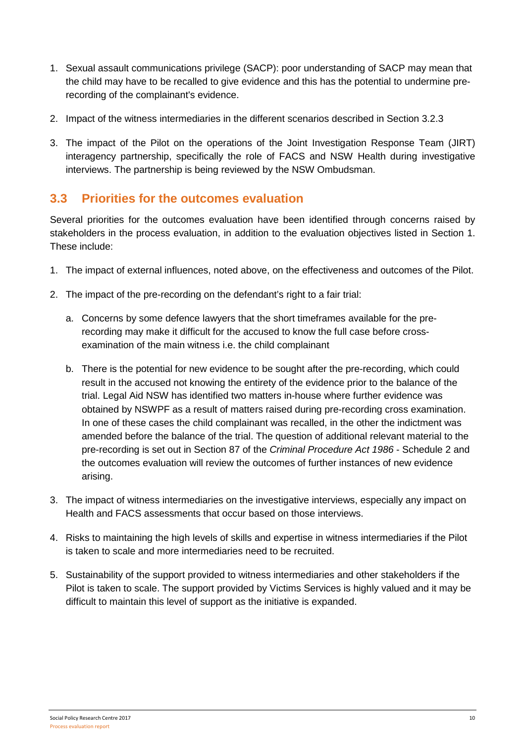1. Sexual assault communications privilege (SACP): poor understanding of SACP may mean that the child may have to be recalled to give evidence and this has the potential to undermine pre-recording of the complainant's evidence.
2. Impact of the witness intermediaries in the different scenarios described in Section 3.2.3
3. The impact of the Pilot on the operations of the Joint Investigation Response Team (JIRT) interagency partnership, specifically the role of FACS and NSW Health during investigative interviews. The partnership is being reviewed by the NSW Ombudsman.

## 3.3 Priorities for the outcomes evaluation

Several priorities for the outcomes evaluation have been identified through concerns raised by stakeholders in the process evaluation, in addition to the evaluation objectives listed in Section 1. These include:

1. The impact of external influences, noted above, on the effectiveness and outcomes of the Pilot.
2. The impact of the pre-recording on the defendant's right to a fair trial:
   a. Concerns by some defence lawyers that the short timeframes available for the pre-recording may make it difficult for the accused to know the full case before cross-examination of the main witness i.e. the child complainant
   b. There is the potential for new evidence to be sought after the pre-recording, which could result in the accused not knowing the entirety of the evidence prior to the balance of the trial. Legal Aid NSW has identified two matters in-house where further evidence was obtained by NSWPF as a result of matters raised during pre-recording cross examination. In one of these cases the child complainant was recalled, in the other the indictment was amended before the balance of the trial. The question of additional relevant material to the pre-recording is set out in Section 87 of the *Criminal Procedure Act 1986* - Schedule 2 and the outcomes evaluation will review the outcomes of further instances of new evidence arising.
3. The impact of witness intermediaries on the investigative interviews, especially any impact on Health and FACS assessments that occur based on those interviews.
4. Risks to maintaining the high levels of skills and expertise in witness intermediaries if the Pilot is taken to scale and more intermediaries need to be recruited.
5. Sustainability of the support provided to witness intermediaries and other stakeholders if the Pilot is taken to scale. The support provided by Victims Services is highly valued and it may be difficult to maintain this level of support as the initiative is expanded.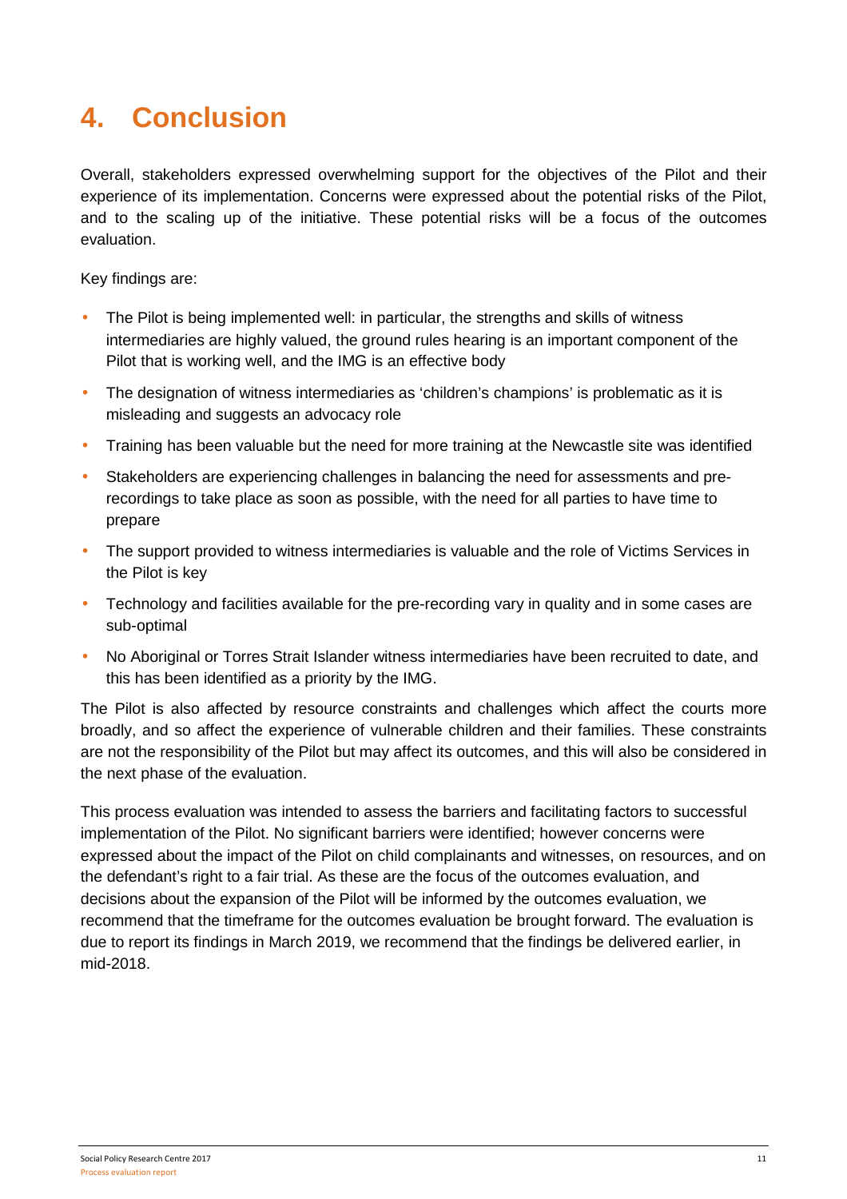# 4. Conclusion

Overall, stakeholders expressed overwhelming support for the objectives of the Pilot and their experience of its implementation. Concerns were expressed about the potential risks of the Pilot, and to the scaling up of the initiative. These potential risks will be a focus of the outcomes evaluation.

Key findings are:

- The Pilot is being implemented well: in particular, the strengths and skills of witness intermediaries are highly valued, the ground rules hearing is an important component of the Pilot that is working well, and the IMG is an effective body
- The designation of witness intermediaries as 'children's champions' is problematic as it is misleading and suggests an advocacy role
- Training has been valuable but the need for more training at the Newcastle site was identified
- Stakeholders are experiencing challenges in balancing the need for assessments and pre-recordings to take place as soon as possible, with the need for all parties to have time to prepare
- The support provided to witness intermediaries is valuable and the role of Victims Services in the Pilot is key
- Technology and facilities available for the pre-recording vary in quality and in some cases are sub-optimal
- No Aboriginal or Torres Strait Islander witness intermediaries have been recruited to date, and this has been identified as a priority by the IMG.

The Pilot is also affected by resource constraints and challenges which affect the courts more broadly, and so affect the experience of vulnerable children and their families. These constraints are not the responsibility of the Pilot but may affect its outcomes, and this will also be considered in the next phase of the evaluation.

This process evaluation was intended to assess the barriers and facilitating factors to successful implementation of the Pilot. No significant barriers were identified; however concerns were expressed about the impact of the Pilot on child complainants and witnesses, on resources, and on the defendant's right to a fair trial. As these are the focus of the outcomes evaluation, and decisions about the expansion of the Pilot will be informed by the outcomes evaluation, we recommend that the timeframe for the outcomes evaluation be brought forward. The evaluation is due to report its findings in March 2019, we recommend that the findings be delivered earlier, in mid-2018.